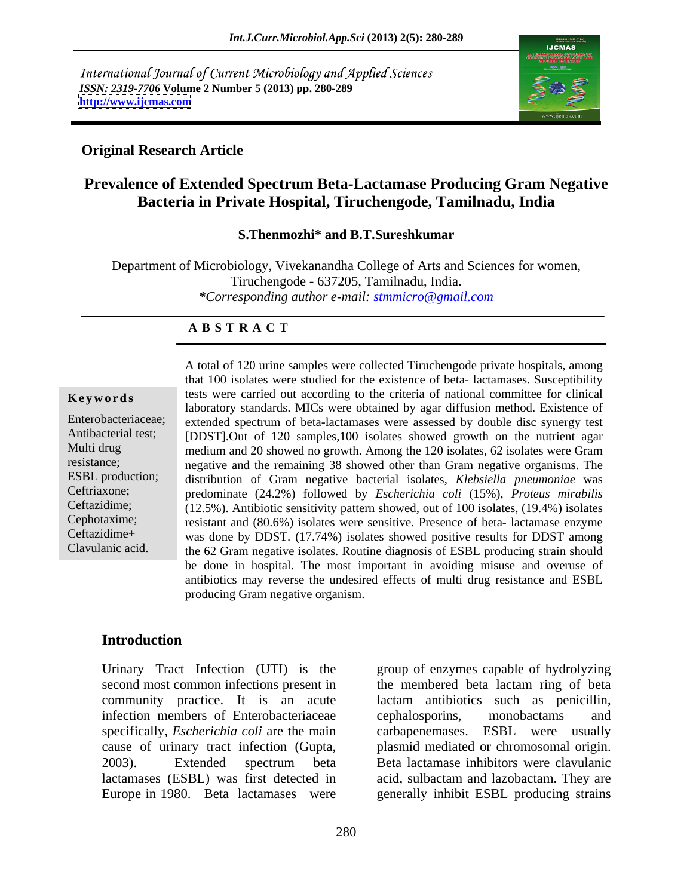International Journal of Current Microbiology and Applied Sciences
*ISSN: 2319-7706* **Volume 2 Number 5 (2013) pp. 280-289**
**http://www.ijcmas.com**

**Original Research Article**

# Prevalence of Extended Spectrum Beta-Lactamase Producing Gram Negative Bacteria in Private Hospital, Tiruchengode, Tamilnadu, India

**S.Thenmozhi\* and B.T.Sureshkumar**

Department of Microbiology, Vivekanandha College of Arts and Sciences for women, Tiruchengode - 637205, Tamilnadu, India.
*\*Corresponding author e-mail: stmmicro@gmail.com*

**A B S T R A C T**

**Keywords**

Enterobacteriaceae; Antibacterial test; Multi drug resistance; ESBL production; Ceftriaxone; Ceftazidime; Cephotaxime; Ceftazidime+ Clavulanic acid.

A total of 120 urine samples were collected Tiruchengode private hospitals, among that 100 isolates were studied for the existence of beta- lactamases. Susceptibility tests were carried out according to the criteria of national committee for clinical laboratory standards. MICs were obtained by agar diffusion method. Existence of extended spectrum of beta-lactamases were assessed by double disc synergy test [DDST].Out of 120 samples,100 isolates showed growth on the nutrient agar medium and 20 showed no growth. Among the 120 isolates, 62 isolates were Gram negative and the remaining 38 showed other than Gram negative organisms. The distribution of Gram negative bacterial isolates, *Klebsiella pneumoniae* was predominate (24.2%) followed by *Escherichia coli* (15%), *Proteus mirabilis* (12.5%). Antibiotic sensitivity pattern showed, out of 100 isolates, (19.4%) isolates resistant and (80.6%) isolates were sensitive. Presence of beta- lactamase enzyme was done by DDST. (17.74%) isolates showed positive results for DDST among the 62 Gram negative isolates. Routine diagnosis of ESBL producing strain should be done in hospital. The most important in avoiding misuse and overuse of antibiotics may reverse the undesired effects of multi drug resistance and ESBL producing Gram negative organism.

## Introduction

Urinary Tract Infection (UTI) is the second most common infections present in community practice. It is an acute infection members of Enterobacteriaceae specifically, *Escherichia coli* are the main cause of urinary tract infection (Gupta, 2003). Extended spectrum beta lactamases (ESBL) was first detected in Europe in 1980. Beta lactamases were group of enzymes capable of hydrolyzing the membered beta lactam ring of beta lactam antibiotics such as penicillin, cephalosporins, monobactams and carbapenemases. ESBL were usually plasmid mediated or chromosomal origin. Beta lactamase inhibitors were clavulanic acid, sulbactam and lazobactam. They are generally inhibit ESBL producing strains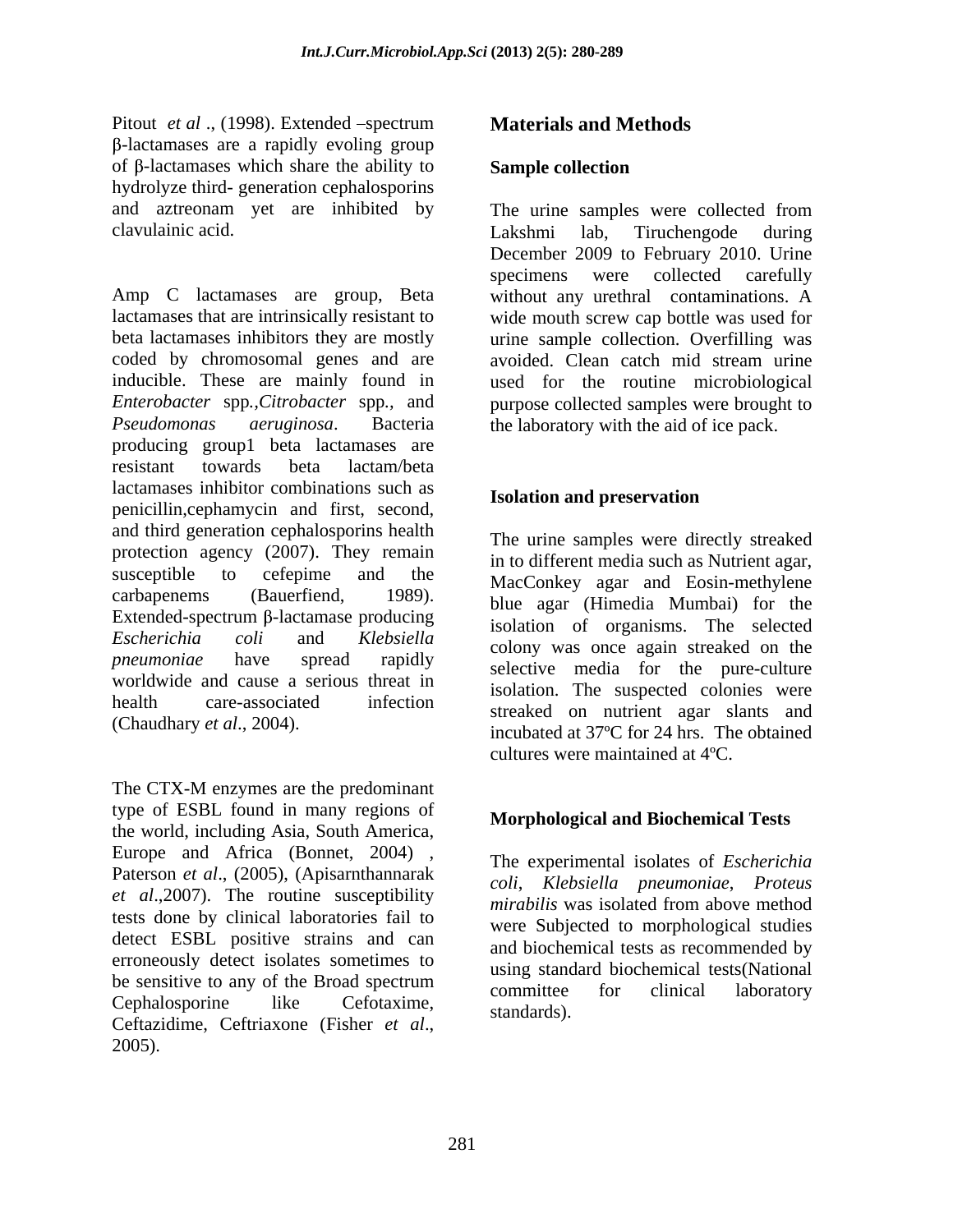Pitout *et al* ., (1998). Extended –spectrum β-lactamases are a rapidly evoling group of β-lactamases which share the ability to hydrolyze third- generation cephalosporins and aztreonam yet are inhibited by clavulainic acid.

Amp C lactamases are group, Beta lactamases that are intrinsically resistant to beta lactamases inhibitors they are mostly coded by chromosomal genes and are inducible. These are mainly found in *Enterobacter* spp.,*Citrobacter* spp., and *Pseudomonas aeruginosa*. Bacteria producing group1 beta lactamases are resistant towards beta lactam/beta lactamases inhibitor combinations such as penicillin,cephamycin and first, second, and third generation cephalosporins health protection agency (2007). They remain susceptible to cefepime and the carbapenems (Bauerfiend, 1989). Extended-spectrum β-lactamase producing *Escherichia coli* and *Klebsiella pneumoniae* have spread rapidly worldwide and cause a serious threat in health care-associated infection (Chaudhary *et al*., 2004).

The CTX-M enzymes are the predominant type of ESBL found in many regions of the world, including Asia, South America, Europe and Africa (Bonnet, 2004) , Paterson *et al*., (2005), (Apisarnthannarak *et al*.,2007). The routine susceptibility tests done by clinical laboratories fail to detect ESBL positive strains and can erroneously detect isolates sometimes to be sensitive to any of the Broad spectrum Cephalosporine like Cefotaxime, Ceftazidime, Ceftriaxone (Fisher *et al*., 2005).

## Materials and Methods

### Sample collection

The urine samples were collected from Lakshmi lab, Tiruchengode during December 2009 to February 2010. Urine specimens were collected carefully without any urethral contaminations. A wide mouth screw cap bottle was used for urine sample collection. Overfilling was avoided. Clean catch mid stream urine used for the routine microbiological purpose collected samples were brought to the laboratory with the aid of ice pack.

### Isolation and preservation

The urine samples were directly streaked in to different media such as Nutrient agar, MacConkey agar and Eosin-methylene blue agar (Himedia Mumbai) for the isolation of organisms. The selected colony was once again streaked on the selective media for the pure-culture isolation. The suspected colonies were streaked on nutrient agar slants and incubated at 37ºC for 24 hrs. The obtained cultures were maintained at 4ºC.

### Morphological and Biochemical Tests

The experimental isolates of *Escherichia coli*, *Klebsiella pneumoniae*, *Proteus mirabilis* was isolated from above method were Subjected to morphological studies and biochemical tests as recommended by using standard biochemical tests(National committee for clinical laboratory standards).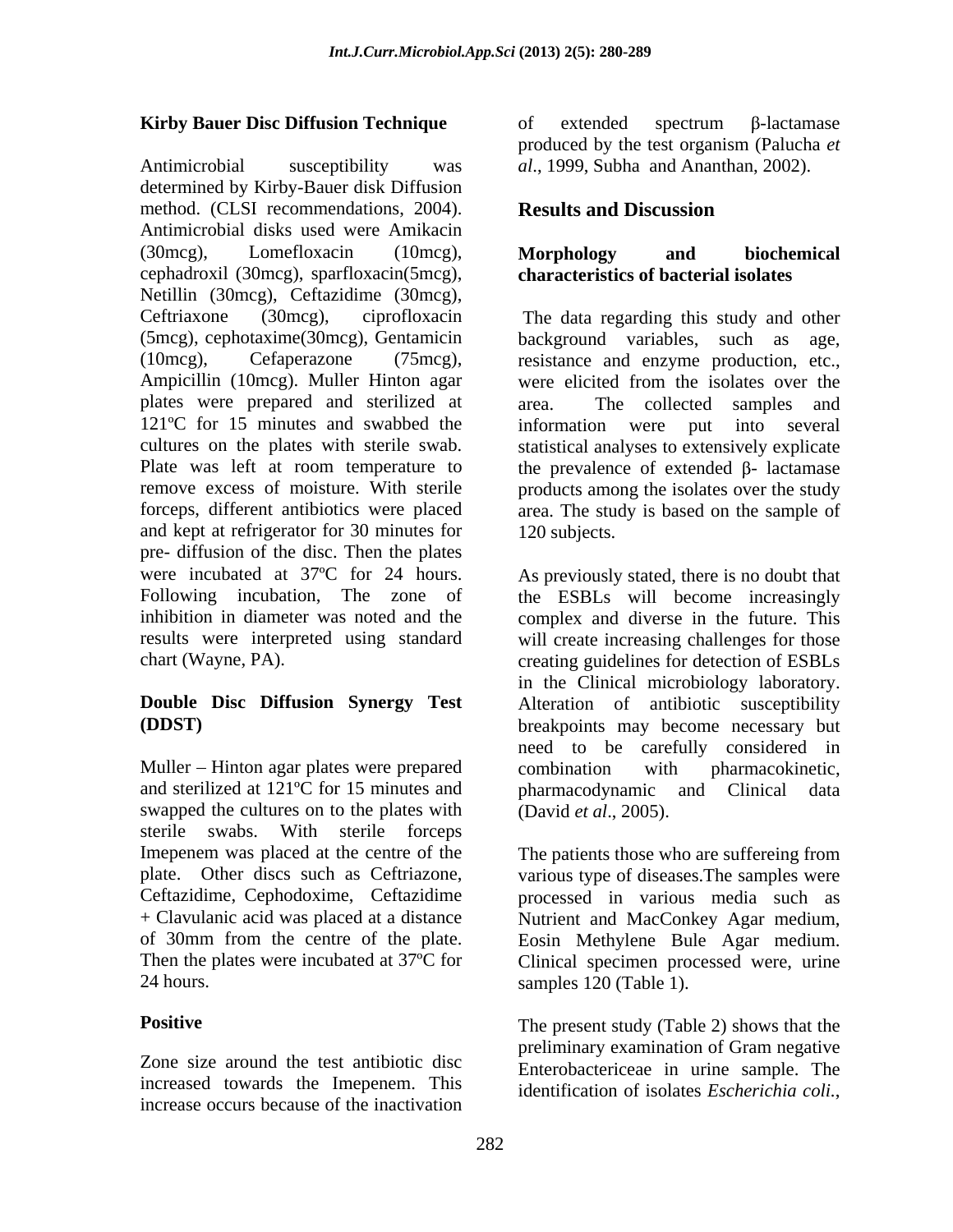### Kirby Bauer Disc Diffusion Technique

Antimicrobial susceptibility was determined by Kirby-Bauer disk Diffusion method. (CLSI recommendations, 2004). Antimicrobial disks used were Amikacin (30mcg), Lomefloxacin (10mcg), cephadroxil (30mcg), sparfloxacin(5mcg), Netillin (30mcg), Ceftazidime (30mcg), Ceftriaxone (30mcg), ciprofloxacin (5mcg), cephotaxime(30mcg), Gentamicin (10mcg), Cefaperazone (75mcg), Ampicillin (10mcg). Muller Hinton agar plates were prepared and sterilized at 121ºC for 15 minutes and swabbed the cultures on the plates with sterile swab. Plate was left at room temperature to remove excess of moisture. With sterile forceps, different antibiotics were placed and kept at refrigerator for 30 minutes for pre- diffusion of the disc. Then the plates were incubated at 37ºC for 24 hours. Following incubation, The zone of inhibition in diameter was noted and the results were interpreted using standard chart (Wayne, PA).

### Double Disc Diffusion Synergy Test (DDST)

Muller – Hinton agar plates were prepared and sterilized at 121ºC for 15 minutes and swapped the cultures on to the plates with sterile swabs. With sterile forceps Imepenem was placed at the centre of the plate. Other discs such as Ceftriazone, Ceftazidime, Cephodoxime, Ceftazidime + Clavulanic acid was placed at a distance of 30mm from the centre of the plate. Then the plates were incubated at 37ºC for 24 hours.

### Positive

Zone size around the test antibiotic disc increased towards the Imepenem. This increase occurs because of the inactivation of extended spectrum β-lactamase produced by the test organism (Palucha *et al*., 1999, Subha and Ananthan, 2002).

## Results and Discussion

### Morphology and biochemical characteristics of bacterial isolates

The data regarding this study and other background variables, such as age, resistance and enzyme production, etc., were elicited from the isolates over the area. The collected samples and information were put into several statistical analyses to extensively explicate the prevalence of extended β- lactamase products among the isolates over the study area. The study is based on the sample of 120 subjects.

As previously stated, there is no doubt that the ESBLs will become increasingly complex and diverse in the future. This will create increasing challenges for those creating guidelines for detection of ESBLs in the Clinical microbiology laboratory. Alteration of antibiotic susceptibility breakpoints may become necessary but need to be carefully considered in combination with pharmacokinetic, pharmacodynamic and Clinical data (David *et al*., 2005).

The patients those who are suffereing from various type of diseases.The samples were processed in various media such as Nutrient and MacConkey Agar medium, Eosin Methylene Bule Agar medium. Clinical specimen processed were, urine samples 120 (Table 1).

The present study (Table 2) shows that the preliminary examination of Gram negative Enterobactericeae in urine sample. The identification of isolates *Escherichia coli.*,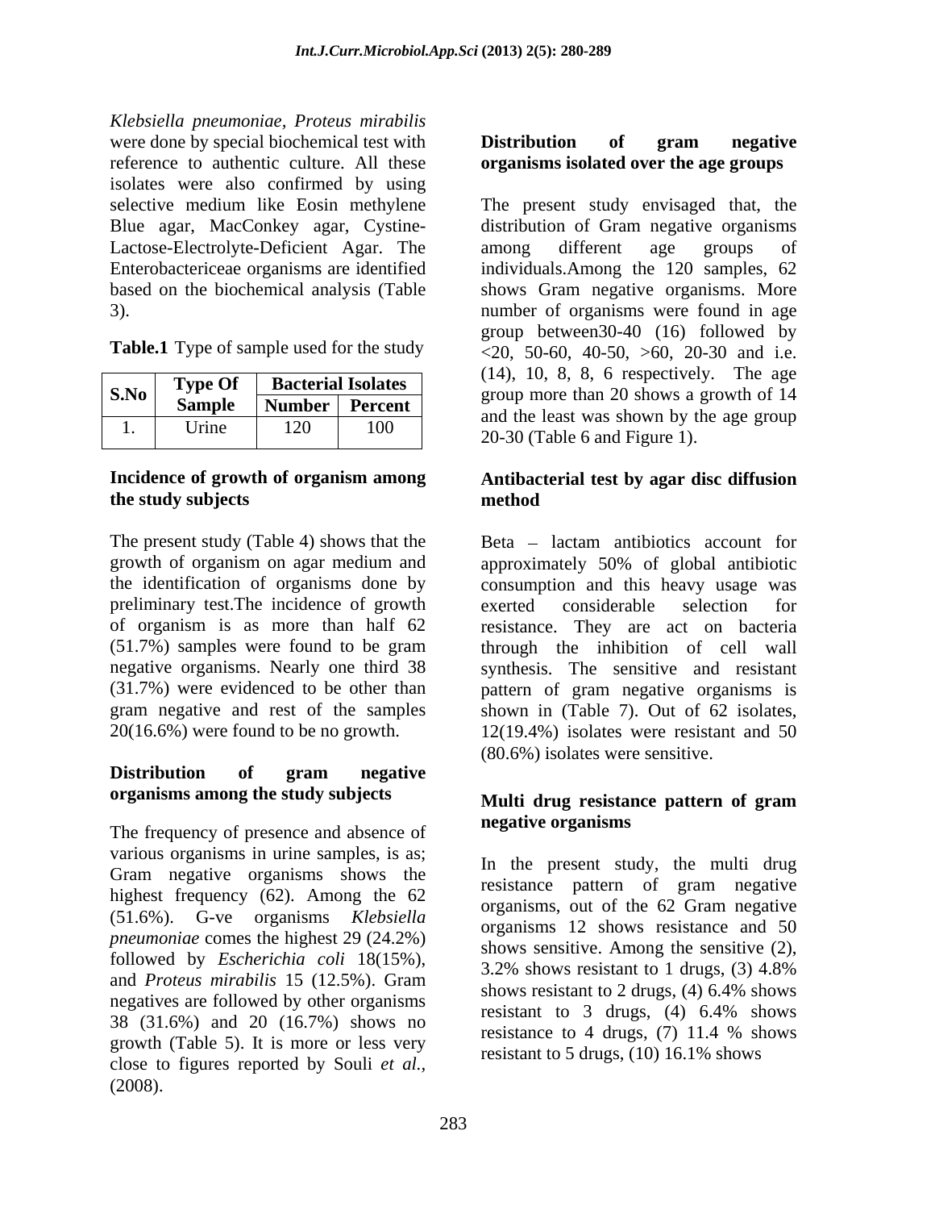*Klebsiella pneumoniae*, *Proteus mirabilis* were done by special biochemical test with reference to authentic culture. All these isolates were also confirmed by using selective medium like Eosin methylene Blue agar, MacConkey agar, Cystine-Lactose-Electrolyte-Deficient Agar. The Enterobactericeae organisms are identified based on the biochemical analysis (Table 3).

**Table.1** Type of sample used for the study

| S.No | Type Of Sample | Bacterial Isolates | |
|---|---|---|---|
| | | Number | Percent |
| 1. | Urine | 120 | 100 |

### Incidence of growth of organism among the study subjects

The present study (Table 4) shows that the growth of organism on agar medium and the identification of organisms done by preliminary test.The incidence of growth of organism is as more than half 62 (51.7%) samples were found to be gram negative organisms. Nearly one third 38 (31.7%) were evidenced to be other than gram negative and rest of the samples 20(16.6%) were found to be no growth.

### Distribution of gram negative organisms among the study subjects

The frequency of presence and absence of various organisms in urine samples, is as; Gram negative organisms shows the highest frequency (62). Among the 62 (51.6%). G-ve organisms *Klebsiella pneumoniae* comes the highest 29 (24.2%) followed by *Escherichia coli* 18(15%), and *Proteus mirabilis* 15 (12.5%). Gram negatives are followed by other organisms 38 (31.6%) and 20 (16.7%) shows no growth (Table 5). It is more or less very close to figures reported by Souli *et al.*, (2008).

### Distribution of gram negative organisms isolated over the age groups

The present study envisaged that, the distribution of Gram negative organisms among different age groups of individuals.Among the 120 samples, 62 shows Gram negative organisms. More number of organisms were found in age group between30-40 (16) followed by <20, 50-60, 40-50, >60, 20-30 and i.e. (14), 10, 8, 8, 6 respectively. The age group more than 20 shows a growth of 14 and the least was shown by the age group 20-30 (Table 6 and Figure 1).

### Antibacterial test by agar disc diffusion method

Beta – lactam antibiotics account for approximately 50% of global antibiotic consumption and this heavy usage was exerted considerable selection for resistance. They are act on bacteria through the inhibition of cell wall synthesis. The sensitive and resistant pattern of gram negative organisms is shown in (Table 7). Out of 62 isolates, 12(19.4%) isolates were resistant and 50 (80.6%) isolates were sensitive.

### Multi drug resistance pattern of gram negative organisms

In the present study, the multi drug resistance pattern of gram negative organisms, out of the 62 Gram negative organisms 12 shows resistance and 50 shows sensitive. Among the sensitive (2), 3.2% shows resistant to 1 drugs, (3) 4.8% shows resistant to 2 drugs, (4) 6.4% shows resistant to 3 drugs, (4) 6.4% shows resistance to 4 drugs, (7) 11.4 % shows resistant to 5 drugs, (10) 16.1% shows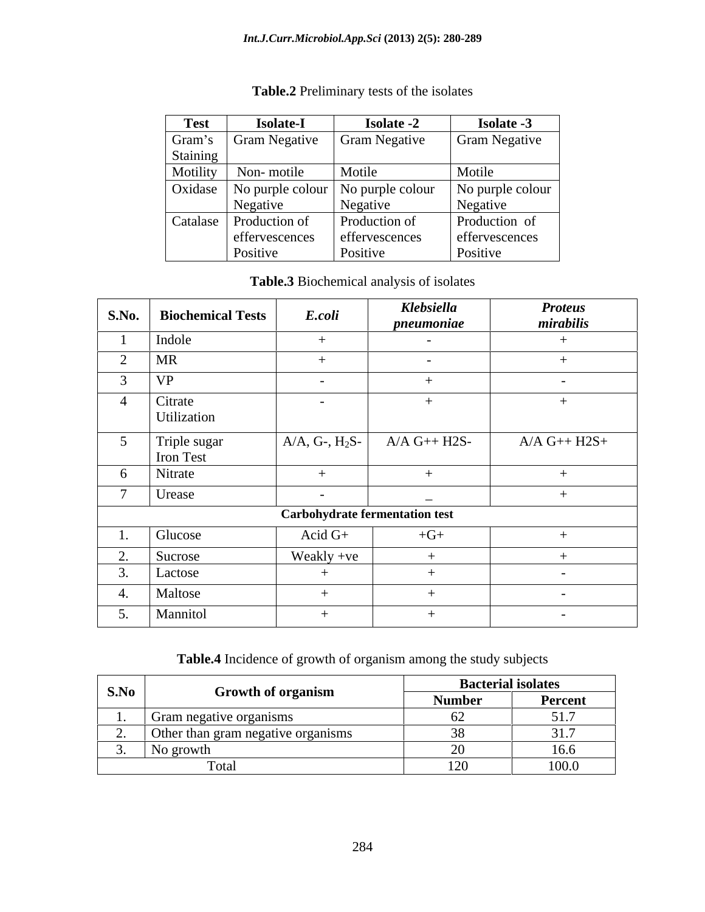**Table.2** Preliminary tests of the isolates

| Test | Isolate-I | Isolate -2 | Isolate -3 |
|---|---|---|---|
| Gram's Staining | Gram Negative | Gram Negative | Gram Negative |
| Motility | Non- motile | Motile | Motile |
| Oxidase | No purple colour Negative | No purple colour Negative | No purple colour Negative |
| Catalase | Production of effervescences Positive | Production of effervescences Positive | Production of effervescences Positive |

**Table.3** Biochemical analysis of isolates

| S.No. | Biochemical Tests | *E.coli* | *Klebsiella pneumoniae* | *Proteus mirabilis* |
|---|---|---|---|---|
| 1 | Indole | + | - | + |
| 2 | MR | + | - | + |
| 3 | VP | - | + | - |
| 4 | Citrate Utilization | - | + | + |
| 5 | Triple sugar Iron Test | A/A, G-, $H_2S$- | A/A G++ H2S- | A/A G++ H2S+ |
| 6 | Nitrate | + | + | + |
| 7 | Urease | - | _ | + |
| | **Carbohydrate fermentation test** | | | |
| 1. | Glucose | Acid G+ | +G+ | + |
| 2. | Sucrose | Weakly +ve | + | + |
| 3. | Lactose | + | + | - |
| 4. | Maltose | + | + | - |
| 5. | Mannitol | + | + | - |

**Table.4** Incidence of growth of organism among the study subjects

| S.No | Growth of organism | Bacterial isolates | |
|---|---|---|---|
| | | Number | Percent |
| 1. | Gram negative organisms | 62 | 51.7 |
| 2. | Other than gram negative organisms | 38 | 31.7 |
| 3. | No growth | 20 | 16.6 |
| | Total | 120 | 100.0 |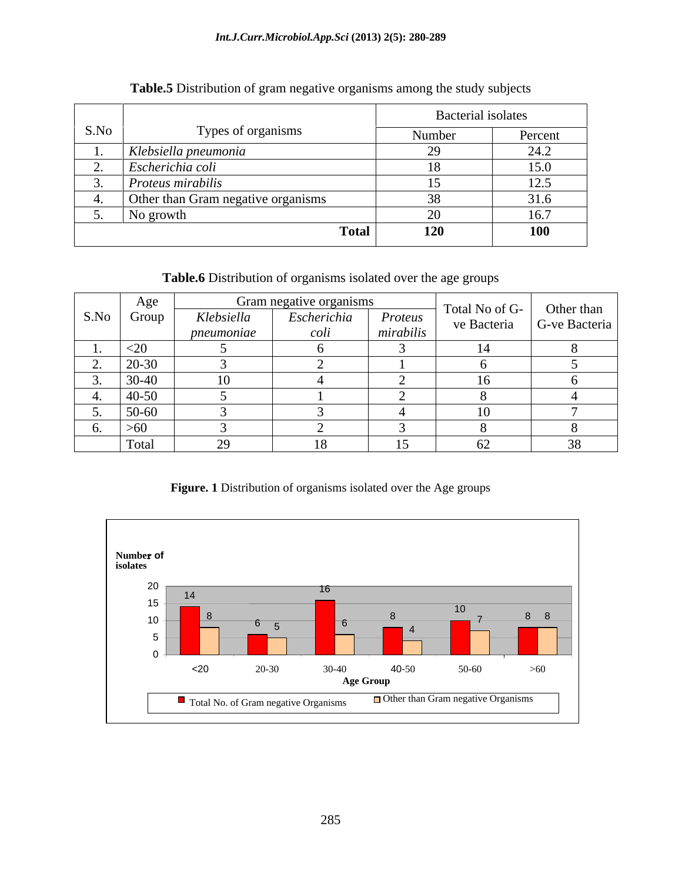**Table.5** Distribution of gram negative organisms among the study subjects

| S.No | Types of organisms | Bacterial isolates | |
|---|---|---|---|
| | | Number | Percent |
| 1. | *Klebsiella pneumonia* | 29 | 24.2 |
| 2. | *Escherichia coli* | 18 | 15.0 |
| 3. | *Proteus mirabilis* | 15 | 12.5 |
| 4. | Other than Gram negative organisms | 38 | 31.6 |
| 5. | No growth | 20 | 16.7 |
| | **Total** | **120** | **100** |

**Table.6** Distribution of organisms isolated over the age groups

| S.No | Age Group | Gram negative organisms | | | Total No of G-ve Bacteria | Other than G-ve Bacteria |
|---|---|---|---|---|---|---|
| | | *Klebsiella pneumoniae* | *Escherichia coli* | *Proteus mirabilis* | | |
| 1. | <20 | 5 | 6 | 3 | 14 | 8 |
| 2. | 20-30 | 3 | 2 | 1 | 6 | 5 |
| 3. | 30-40 | 10 | 4 | 2 | 16 | 6 |
| 4. | 40-50 | 5 | 1 | 2 | 8 | 4 |
| 5. | 50-60 | 3 | 3 | 4 | 10 | 7 |
| 6. | >60 | 3 | 2 | 3 | 8 | 8 |
| | Total | 29 | 18 | 15 | 62 | 38 |

**Figure. 1** Distribution of organisms isolated over the Age groups

| Age Group | Total No. of Gram negative Organisms | Other than Gram negative Organisms |
|---|---|---|
| <20 | 14 | 8 |
| 20-30 | 6 | 5 |
| 30-40 | 16 | 6 |
| 40-50 | 8 | 4 |
| 50-60 | 10 | 7 |
| >60 | 8 | 8 |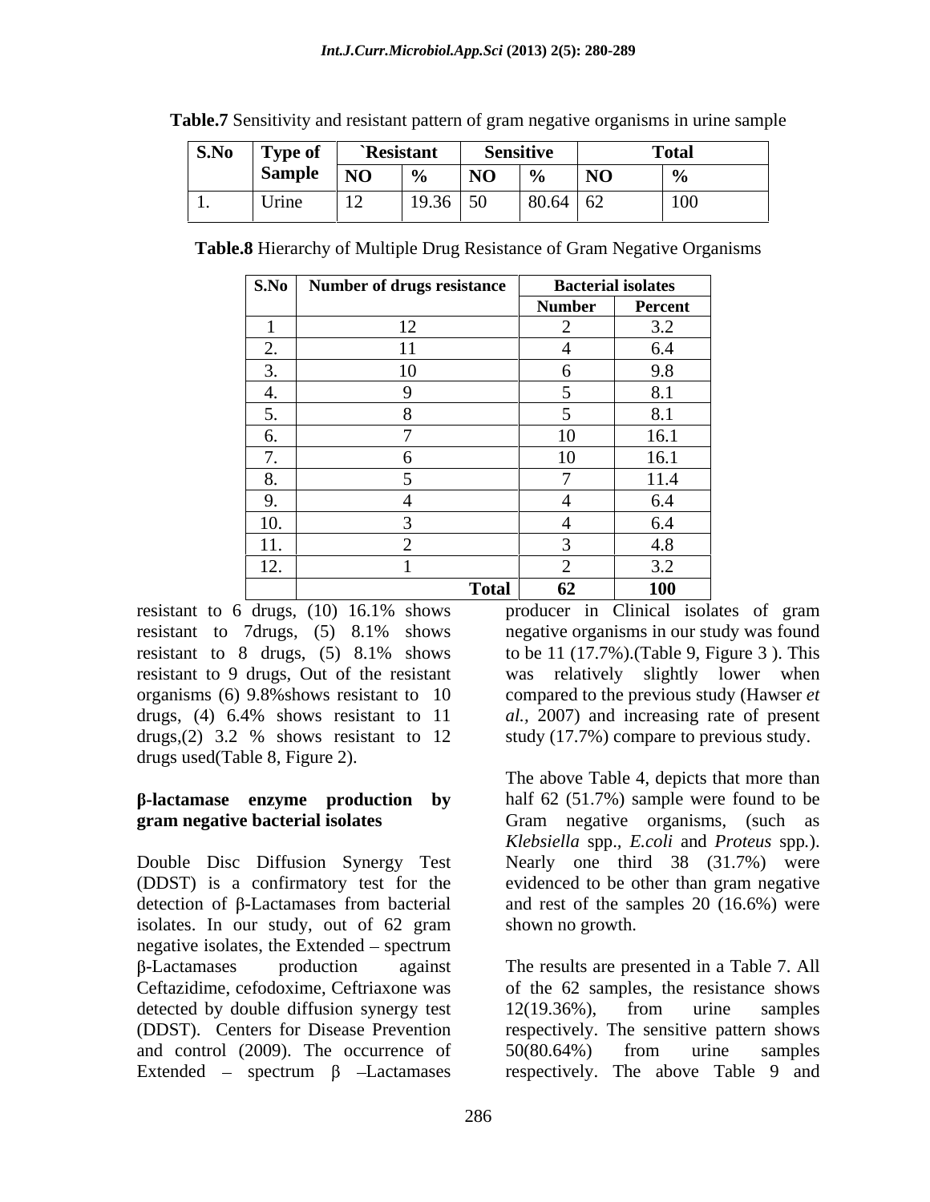**Table.7** Sensitivity and resistant pattern of gram negative organisms in urine sample

| S.No | Type of Sample | `Resistant | | Sensitive | | Total | |
|---|---|---|---|---|---|---|---|
| | | NO | % | NO | % | NO | % |
| 1. | Urine | 12 | 19.36 | 50 | 80.64 | 62 | 100 |

**Table.8** Hierarchy of Multiple Drug Resistance of Gram Negative Organisms

| S.No | Number of drugs resistance | Bacterial isolates | |
|---|---|---|---|
| | | Number | Percent |
| 1 | 12 | 2 | 3.2 |
| 2. | 11 | 4 | 6.4 |
| 3. | 10 | 6 | 9.8 |
| 4. | 9 | 5 | 8.1 |
| 5. | 8 | 5 | 8.1 |
| 6. | 7 | 10 | 16.1 |
| 7. | 6 | 10 | 16.1 |
| 8. | 5 | 7 | 11.4 |
| 9. | 4 | 4 | 6.4 |
| 10. | 3 | 4 | 6.4 |
| 11. | 2 | 3 | 4.8 |
| 12. | 1 | 2 | 3.2 |
| | **Total** | **62** | **100** |

resistant to 6 drugs, (10) 16.1% shows resistant to 7drugs, (5) 8.1% shows resistant to 8 drugs, (5) 8.1% shows resistant to 9 drugs, Out of the resistant organisms (6) 9.8%shows resistant to 10 drugs, (4) 6.4% shows resistant to 11 drugs,(2) 3.2 % shows resistant to 12 drugs used(Table 8, Figure 2).

**β-lactamase enzyme production by gram negative bacterial isolates**

Double Disc Diffusion Synergy Test (DDST) is a confirmatory test for the detection of β-Lactamases from bacterial isolates. In our study, out of 62 gram negative isolates, the Extended – spectrum β-Lactamases production against Ceftazidime, cefodoxime, Ceftriaxone was detected by double diffusion synergy test (DDST). Centers for Disease Prevention and control (2009). The occurrence of Extended – spectrum β –Lactamases producer in Clinical isolates of gram negative organisms in our study was found to be 11 (17.7%).(Table 9, Figure 3 ). This was relatively slightly lower when compared to the previous study (Hawser *et al.*, 2007) and increasing rate of present study (17.7%) compare to previous study.

The above Table 4, depicts that more than half 62 (51.7%) sample were found to be Gram negative organisms, (such as *Klebsiella* spp., *E.coli* and *Proteus* spp.). Nearly one third 38 (31.7%) were evidenced to be other than gram negative and rest of the samples 20 (16.6%) were shown no growth.

The results are presented in a Table 7. All of the 62 samples, the resistance shows 12(19.36%), from urine samples respectively. The sensitive pattern shows 50(80.64%) from urine samples respectively. The above Table 9 and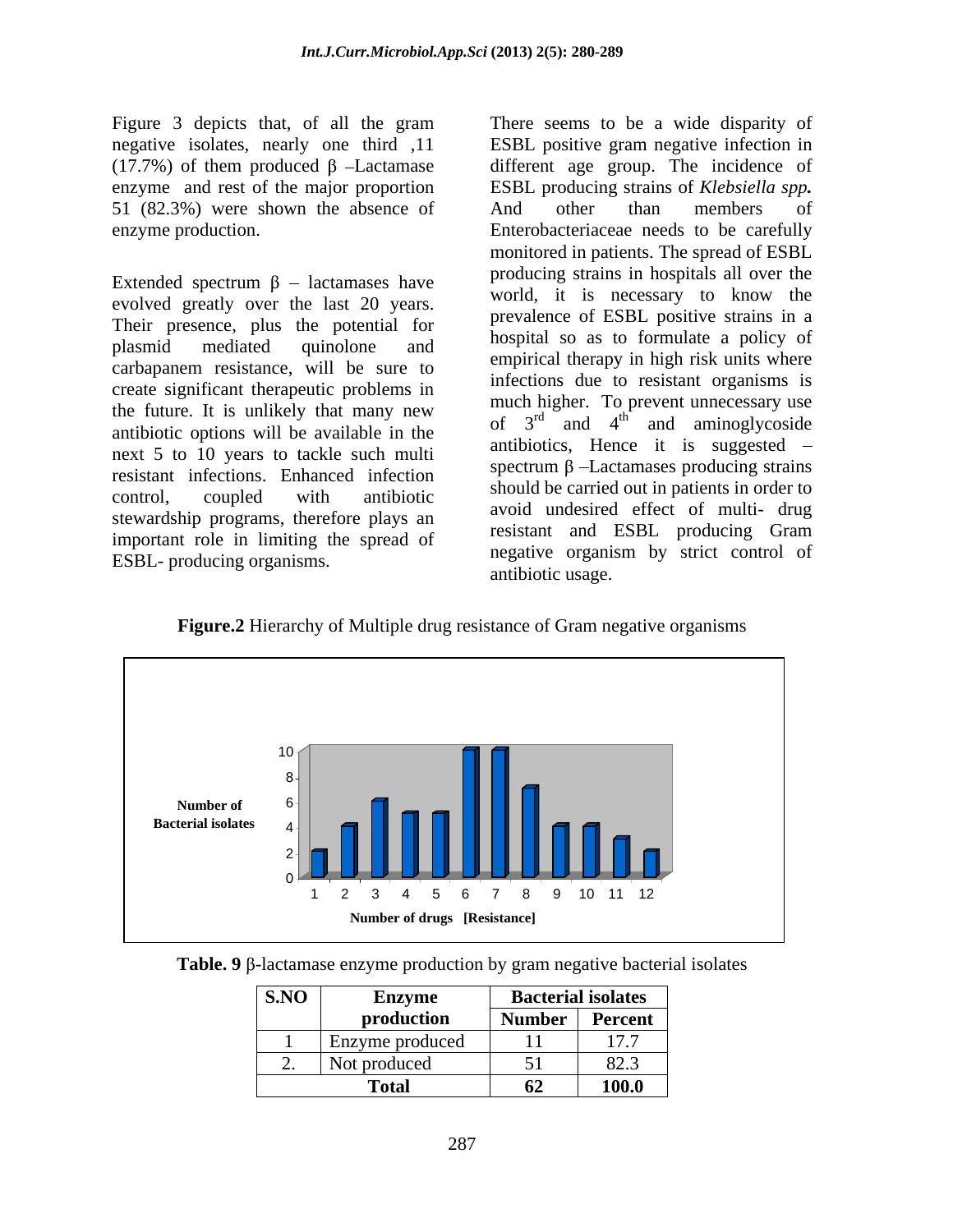Figure 3 depicts that, of all the gram negative isolates, nearly one third ,11 (17.7%) of them produced β –Lactamase enzyme and rest of the major proportion 51 (82.3%) were shown the absence of enzyme production.

Extended spectrum β – lactamases have evolved greatly over the last 20 years. Their presence, plus the potential for plasmid mediated quinolone and carbapanem resistance, will be sure to create significant therapeutic problems in the future. It is unlikely that many new antibiotic options will be available in the next 5 to 10 years to tackle such multi resistant infections. Enhanced infection control, coupled with antibiotic stewardship programs, therefore plays an important role in limiting the spread of ESBL- producing organisms.

There seems to be a wide disparity of ESBL positive gram negative infection in different age group. The incidence of ESBL producing strains of *Klebsiella spp.* And other than members of Enterobacteriaceae needs to be carefully monitored in patients. The spread of ESBL producing strains in hospitals all over the world, it is necessary to know the prevalence of ESBL positive strains in a hospital so as to formulate a policy of empirical therapy in high risk units where infections due to resistant organisms is much higher. To prevent unnecessary use of 3rd and 4th and aminoglycoside antibiotics, Hence it is suggested – spectrum β –Lactamases producing strains should be carried out in patients in order to avoid undesired effect of multi- drug resistant and ESBL producing Gram negative organism by strict control of antibiotic usage.

**Figure.2** Hierarchy of Multiple drug resistance of Gram negative organisms

| Number of drugs [Resistance] | 1 | 2 | 3 | 4 | 5 | 6 | 7 | 8 | 9 | 10 | 11 | 12 |
|---|---|---|---|---|---|---|---|---|---|---|---|---|
| Number of Bacterial isolates | 2 | 4 | 6 | 5 | 5 | 10 | 10 | 7 | 4 | 4 | 3 | 2 |

**Table. 9** β-lactamase enzyme production by gram negative bacterial isolates

| S.NO | Enzyme production | Bacterial isolates | |
|---|---|---|---|
| | | Number | Percent |
| 1 | Enzyme produced | 11 | 17.7 |
| 2. | Not produced | 51 | 82.3 |
| **Total** | | **62** | **100.0** |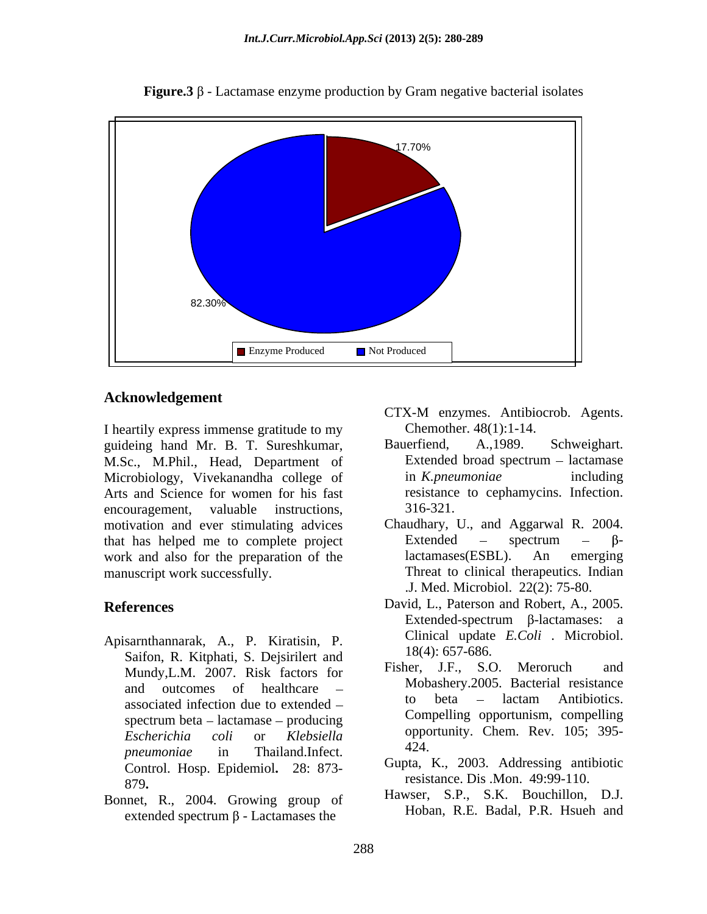**Figure.3** β - Lactamase enzyme production by Gram negative bacterial isolates

17.70%

82.30%

Enzyme Produced    Not Produced

## Acknowledgement

I heartily express immense gratitude to my guideing hand Mr. B. T. Sureshkumar, M.Sc., M.Phil., Head, Department of Microbiology, Vivekanandha college of Arts and Science for women for his fast encouragement, valuable instructions, motivation and ever stimulating advices that has helped me to complete project work and also for the preparation of the manuscript work successfully.

## References

Apisarnthannarak, A., P. Kiratisin, P. Saifon, R. Kitphati, S. Dejsirilert and Mundy,L.M. 2007. Risk factors for and outcomes of healthcare – associated infection due to extended – spectrum beta – lactamase – producing *Escherichia coli* or *Klebsiella pneumoniae* in Thailand.Infect. Control. Hosp. Epidemiol**.** 28: 873-879**.**

Bonnet, R., 2004. Growing group of extended spectrum β - Lactamases the CTX-M enzymes. Antibiocrob. Agents. Chemother. 48(1):1-14.

Bauerfiend, A.,1989. Schweighart. Extended broad spectrum – lactamase in *K.pneumoniae* including resistance to cephamycins. Infection. 316-321.

Chaudhary, U., and Aggarwal R. 2004. Extended – spectrum – β-lactamases(ESBL). An emerging Threat to clinical therapeutics. Indian .J. Med. Microbiol. 22(2): 75-80.

David, L., Paterson and Robert, A., 2005. Extended-spectrum β-lactamases: a Clinical update *E.Coli* . Microbiol. 18(4): 657-686.

Fisher, J.F., S.O. Meroruch and Mobashery.2005. Bacterial resistance to beta – lactam Antibiotics. Compelling opportunism, compelling opportunity. Chem. Rev. 105; 395-424.

Gupta, K., 2003. Addressing antibiotic resistance. Dis .Mon. 49:99-110.

Hawser, S.P., S.K. Bouchillon, D.J. Hoban, R.E. Badal, P.R. Hsueh and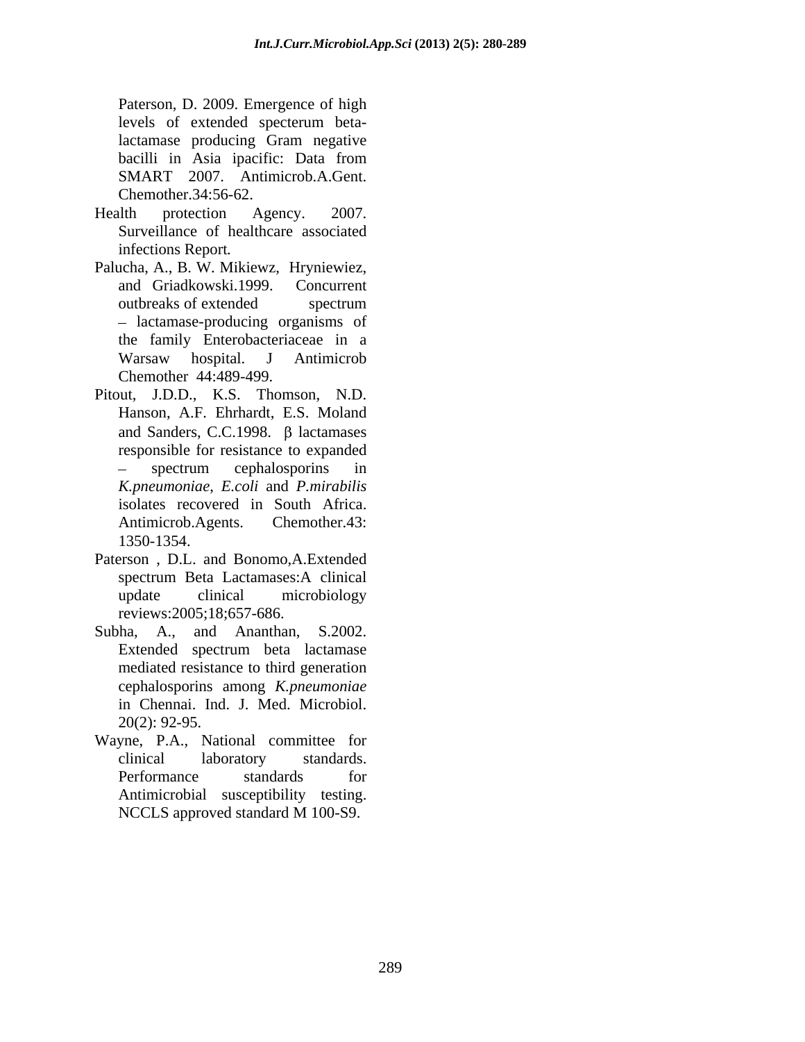Paterson, D. 2009. Emergence of high levels of extended specterum beta-lactamase producing Gram negative bacilli in Asia ipacific: Data from SMART 2007. Antimicrob.A.Gent. Chemother.34:56-62.

Health protection Agency. 2007. Surveillance of healthcare associated infections Report.

Palucha, A., B. W. Mikiewz, Hryniewiez, and Griadkowski.1999. Concurrent outbreaks of extended spectrum – lactamase-producing organisms of the family Enterobacteriaceae in a Warsaw hospital. J Antimicrob Chemother 44:489-499.

Pitout, J.D.D., K.S. Thomson, N.D. Hanson, A.F. Ehrhardt, E.S. Moland and Sanders, C.C.1998. β lactamases responsible for resistance to expanded – spectrum cephalosporins in *K.pneumoniae*, *E.coli* and *P.mirabilis* isolates recovered in South Africa. Antimicrob.Agents. Chemother.43: 1350-1354.

Paterson , D.L. and Bonomo,A.Extended spectrum Beta Lactamases:A clinical update clinical microbiology reviews:2005;18;657-686.

Subha, A., and Ananthan, S.2002. Extended spectrum beta lactamase mediated resistance to third generation cephalosporins among *K.pneumoniae* in Chennai. Ind. J. Med. Microbiol. 20(2): 92-95.

Wayne, P.A., National committee for clinical laboratory standards. Performance standards for Antimicrobial susceptibility testing. NCCLS approved standard M 100-S9.